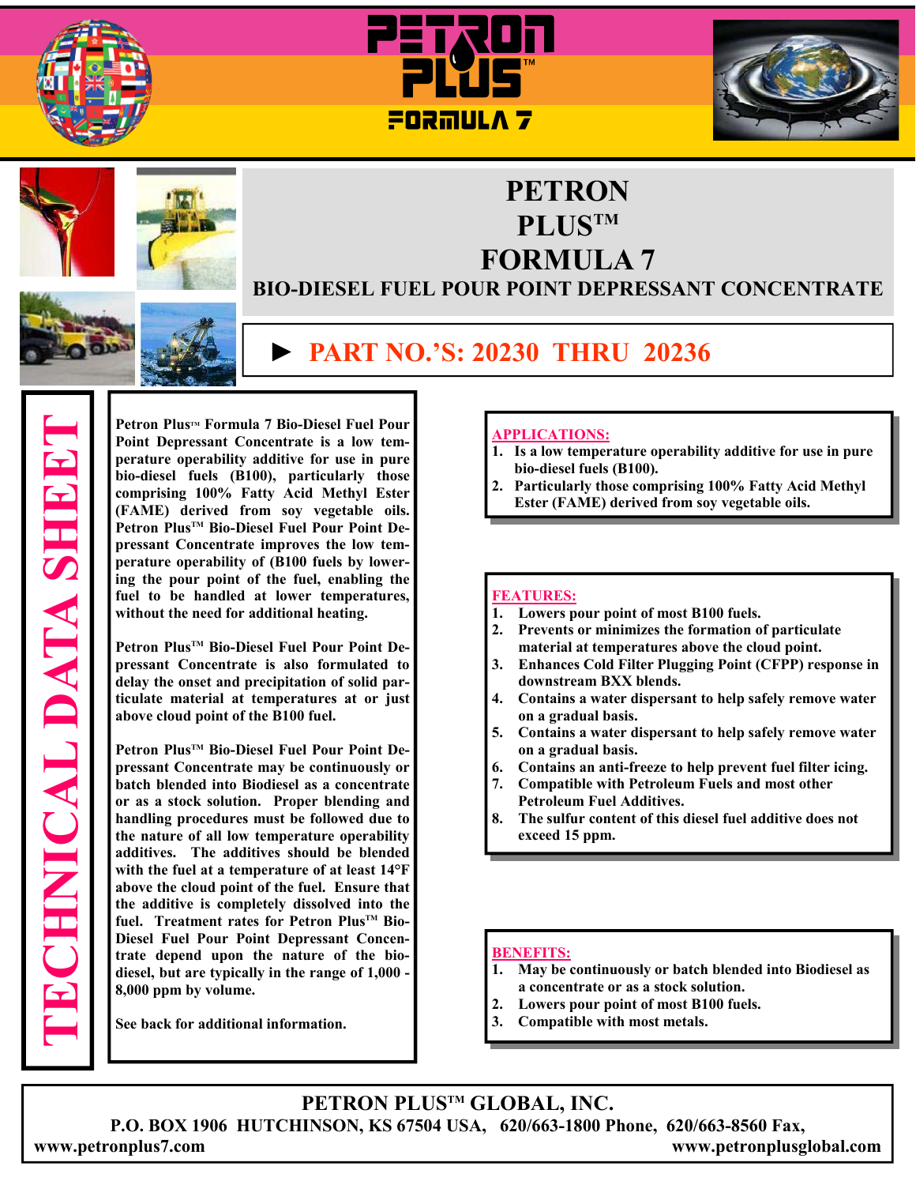# PETRON PLUS™ FORMULA 7

## BIO-DIESEL FUEL POUR POINT DEPRESSANT CONCENTRATE

### ► PART NO.'S: 20230 THRU 20236

**TECHNICAL DATA SHEET**

**Petron Plus™ Formula 7 Bio-Diesel Fuel Pour Point Depressant Concentrate is a low temperature operability additive for use in pure bio-diesel fuels (B100), particularly those comprising 100% Fatty Acid Methyl Ester (FAME) derived from soy vegetable oils. Petron Plus™ Bio-Diesel Fuel Pour Point Depressant Concentrate improves the low temperature operability of (B100 fuels by lowering the pour point of the fuel, enabling the fuel to be handled at lower temperatures, without the need for additional heating.**

**Petron Plus™ Bio-Diesel Fuel Pour Point Depressant Concentrate is also formulated to delay the onset and precipitation of solid particulate material at temperatures at or just above cloud point of the B100 fuel.**

**Petron Plus™ Bio-Diesel Fuel Pour Point Depressant Concentrate may be continuously or batch blended into Biodiesel as a concentrate or as a stock solution. Proper blending and handling procedures must be followed due to the nature of all low temperature operability additives. The additives should be blended with the fuel at a temperature of at least 14°F above the cloud point of the fuel. Ensure that the additive is completely dissolved into the fuel. Treatment rates for Petron Plus™ Bio-Diesel Fuel Pour Point Depressant Concentrate depend upon the nature of the bio-diesel, but are typically in the range of 1,000 - 8,000 ppm by volume.**

**See back for additional information.**

### APPLICATIONS:

1. **Is a low temperature operability additive for use in pure bio-diesel fuels (B100).**
2. **Particularly those comprising 100% Fatty Acid Methyl Ester (FAME) derived from soy vegetable oils.**

### FEATURES:

1. **Lowers pour point of most B100 fuels.**
2. **Prevents or minimizes the formation of particulate material at temperatures above the cloud point.**
3. **Enhances Cold Filter Plugging Point (CFPP) response in downstream BXX blends.**
4. **Contains a water dispersant to help safely remove water on a gradual basis.**
5. **Contains a water dispersant to help safely remove water on a gradual basis.**
6. **Contains an anti-freeze to help prevent fuel filter icing.**
7. **Compatible with Petroleum Fuels and most other Petroleum Fuel Additives.**
8. **The sulfur content of this diesel fuel additive does not exceed 15 ppm.**

### BENEFITS:

1. **May be continuously or batch blended into Biodiesel as a concentrate or as a stock solution.**
2. **Lowers pour point of most B100 fuels.**
3. **Compatible with most metals.**

**PETRON PLUS™ GLOBAL, INC.**
**P.O. BOX 1906 HUTCHINSON, KS 67504 USA, 620/663-1800 Phone, 620/663-8560 Fax,**
**www.petronplus7.com** **www.petronplusglobal.com**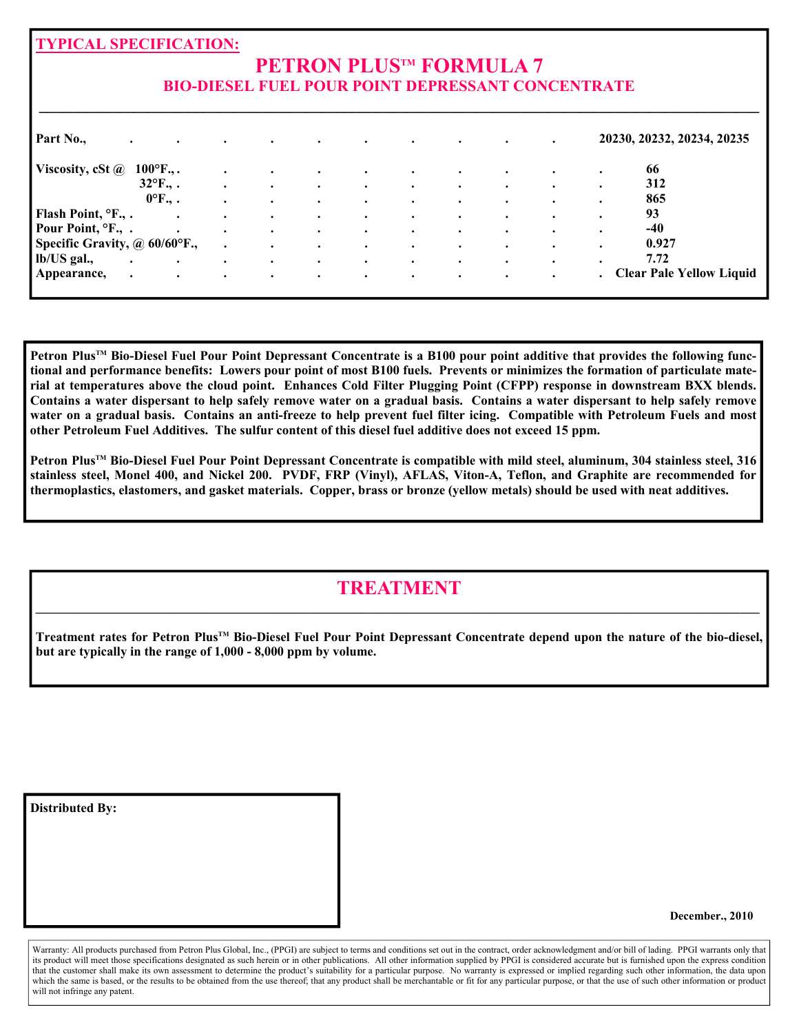**TYPICAL SPECIFICATION:**

# PETRON PLUS™ FORMULA 7

## BIO-DIESEL FUEL POUR POINT DEPRESSANT CONCENTRATE

| | |
|---|---|
| Part No., | 20230, 20232, 20234, 20235 |
| Viscosity, cSt @ 100°F., | 66 |
| 32°F., | 312 |
| 0°F., | 865 |
| Flash Point, °F., | 93 |
| Pour Point, °F., | -40 |
| Specific Gravity, @ 60/60°F., | 0.927 |
| lb/US gal., | 7.72 |
| Appearance, | Clear Pale Yellow Liquid |

**Petron Plus™ Bio-Diesel Fuel Pour Point Depressant Concentrate is a B100 pour point additive that provides the following functional and performance benefits: Lowers pour point of most B100 fuels. Prevents or minimizes the formation of particulate material at temperatures above the cloud point. Enhances Cold Filter Plugging Point (CFPP) response in downstream BXX blends. Contains a water dispersant to help safely remove water on a gradual basis. Contains a water dispersant to help safely remove water on a gradual basis. Contains an anti-freeze to help prevent fuel filter icing. Compatible with Petroleum Fuels and most other Petroleum Fuel Additives. The sulfur content of this diesel fuel additive does not exceed 15 ppm.**

**Petron Plus™ Bio-Diesel Fuel Pour Point Depressant Concentrate is compatible with mild steel, aluminum, 304 stainless steel, 316 stainless steel, Monel 400, and Nickel 200. PVDF, FRP (Vinyl), AFLAS, Viton-A, Teflon, and Graphite are recommended for thermoplastics, elastomers, and gasket materials. Copper, brass or bronze (yellow metals) should be used with neat additives.**

## TREATMENT

**Treatment rates for Petron Plus™ Bio-Diesel Fuel Pour Point Depressant Concentrate depend upon the nature of the bio-diesel, but are typically in the range of 1,000 - 8,000 ppm by volume.**

**Distributed By:**

**December., 2010**

Warranty: All products purchased from Petron Plus Global, Inc., (PPGI) are subject to terms and conditions set out in the contract, order acknowledgment and/or bill of lading. PPGI warrants only that its product will meet those specifications designated as such herein or in other publications. All other information supplied by PPGI is considered accurate but is furnished upon the express condition that the customer shall make its own assessment to determine the product's suitability for a particular purpose. No warranty is expressed or implied regarding such other information, the data upon which the same is based, or the results to be obtained from the use thereof; that any product shall be merchantable or fit for any particular purpose, or that the use of such other information or product will not infringe any patent.